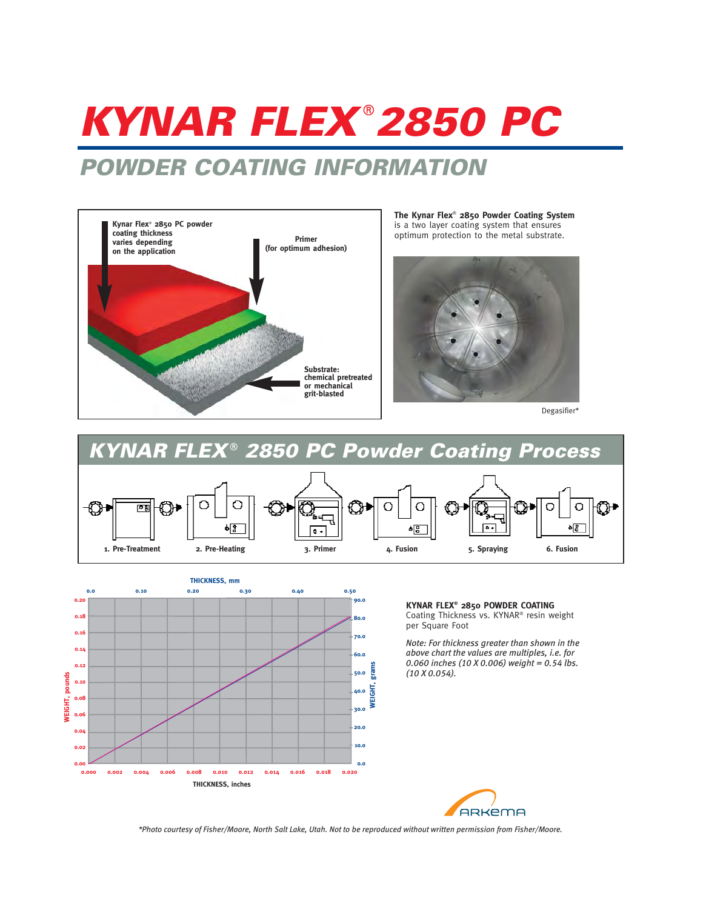# KYNAR FLEX® 2850 PC

## POWDER COATING INFORMATION

Kynar Flex® 2850 PC powder coating thickness varies depending on the application

Primer (for optimum adhesion)

Substrate: chemical pretreated or mechanical grit-blasted

**The Kynar Flex® 2850 Powder Coating System** is a two layer coating system that ensures optimum protection to the metal substrate.

Degasifier*

## KYNAR FLEX® 2850 PC Powder Coating Process

1. Pre-Treatment
2. Pre-Heating
3. Primer
4. Fusion
5. Spraying
6. Fusion

THICKNESS, mm: 0.0, 0.10, 0.20, 0.30, 0.40, 0.50

WEIGHT, pounds: 0.00, 0.02, 0.04, 0.06, 0.08, 0.10, 0.12, 0.14, 0.16, 0.18, 0.20

WEIGHT, grams: 0.0, 10.0, 20.0, 30.0, 40.0, 50.0, 60.0, 70.0, 80.0, 90.0

THICKNESS, inches: 0.000, 0.002, 0.004, 0.006, 0.008, 0.010, 0.012, 0.014, 0.016, 0.018, 0.020

**KYNAR FLEX® 2850 POWDER COATING**
Coating Thickness vs. KYNAR® resin weight per Square Foot

*Note: For thickness greater than shown in the above chart the values are multiples, i.e. for 0.060 inches (10 X 0.006) weight = 0.54 lbs. (10 X 0.054).*

ARKEMA

*Photo courtesy of Fisher/Moore, North Salt Lake, Utah. Not to be reproduced without written permission from Fisher/Moore.*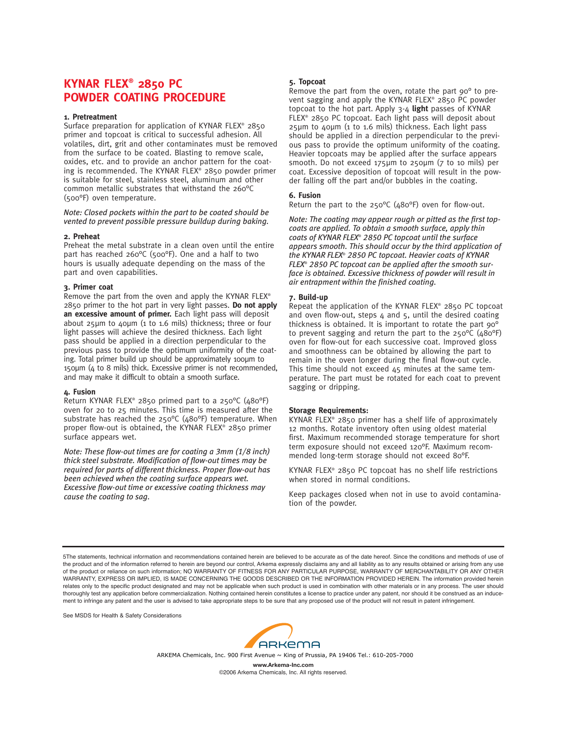# KYNAR FLEX® 2850 PC POWDER COATING PROCEDURE

### 1. Pretreatment

Surface preparation for application of KYNAR FLEX® 2850 primer and topcoat is critical to successful adhesion. All volatiles, dirt, grit and other contaminates must be removed from the surface to be coated. Blasting to remove scale, oxides, etc. and to provide an anchor pattern for the coating is recommended. The KYNAR FLEX® 2850 powder primer is suitable for steel, stainless steel, aluminum and other common metallic substrates that withstand the 260ºC (500ºF) oven temperature.

*Note: Closed pockets within the part to be coated should be vented to prevent possible pressure buildup during baking.*

### 2. Preheat

Preheat the metal substrate in a clean oven until the entire part has reached 260ºC (500ºF). One and a half to two hours is usually adequate depending on the mass of the part and oven capabilities.

### 3. Primer coat

Remove the part from the oven and apply the KYNAR FLEX® 2850 primer to the hot part in very light passes. **Do not apply an excessive amount of primer.** Each light pass will deposit about 25µm to 40µm (1 to 1.6 mils) thickness; three or four light passes will achieve the desired thickness. Each light pass should be applied in a direction perpendicular to the previous pass to provide the optimum uniformity of the coating. Total primer build up should be approximately 100µm to 150µm (4 to 8 mils) thick. Excessive primer is not recommended, and may make it difficult to obtain a smooth surface.

### 4. Fusion

Return KYNAR FLEX® 2850 primed part to a 250ºC (480ºF) oven for 20 to 25 minutes. This time is measured after the substrate has reached the 250ºC (480ºF) temperature. When proper flow-out is obtained, the KYNAR FLEX® 2850 primer surface appears wet.

*Note: These flow-out times are for coating a 3mm (1/8 inch) thick steel substrate. Modification of flow-out times may be required for parts of different thickness. Proper flow-out has been achieved when the coating surface appears wet. Excessive flow-out time or excessive coating thickness may cause the coating to sag.*

### 5. Topcoat

Remove the part from the oven, rotate the part 90º to prevent sagging and apply the KYNAR FLEX® 2850 PC powder topcoat to the hot part. Apply 3-4 **light** passes of KYNAR FLEX® 2850 PC topcoat. Each light pass will deposit about 25µm to 40µm (1 to 1.6 mils) thickness. Each light pass should be applied in a direction perpendicular to the previous pass to provide the optimum uniformity of the coating. Heavier topcoats may be applied after the surface appears smooth. Do not exceed 175µm to 250µm (7 to 10 mils) per coat. Excessive deposition of topcoat will result in the powder falling off the part and/or bubbles in the coating.

### 6. Fusion

Return the part to the 250ºC (480ºF) oven for flow-out.

*Note: The coating may appear rough or pitted as the first topcoats are applied. To obtain a smooth surface, apply thin coats of KYNAR FLEX® 2850 PC topcoat until the surface appears smooth. This should occur by the third application of the KYNAR FLEX® 2850 PC topcoat. Heavier coats of KYNAR FLEX® 2850 PC topcoat can be applied after the smooth surface is obtained. Excessive thickness of powder will result in air entrapment within the finished coating.*

### 7. Build-up

Repeat the application of the KYNAR FLEX® 2850 PC topcoat and oven flow-out, steps 4 and 5, until the desired coating thickness is obtained. It is important to rotate the part 90º to prevent sagging and return the part to the 250ºC (480ºF) oven for flow-out for each successive coat. Improved gloss and smoothness can be obtained by allowing the part to remain in the oven longer during the final flow-out cycle. This time should not exceed 45 minutes at the same temperature. The part must be rotated for each coat to prevent sagging or dripping.

### Storage Requirements:

KYNAR FLEX® 2850 primer has a shelf life of approximately 12 months. Rotate inventory often using oldest material first. Maximum recommended storage temperature for short term exposure should not exceed 120ºF. Maximum recommended long-term storage should not exceed 80ºF.

KYNAR FLEX® 2850 PC topcoat has no shelf life restrictions when stored in normal conditions.

Keep packages closed when not in use to avoid contamination of the powder.

---

5The statements, technical information and recommendations contained herein are believed to be accurate as of the date hereof. Since the conditions and methods of use of the product and of the information referred to herein are beyond our control, Arkema expressly disclaims any and all liability as to any results obtained or arising from any use of the product or reliance on such information; NO WARRANTY OF FITNESS FOR ANY PARTICULAR PURPOSE, WARRANTY OF MERCHANTABILITY OR ANY OTHER WARRANTY, EXPRESS OR IMPLIED, IS MADE CONCERNING THE GOODS DESCRIBED OR THE INFORMATION PROVIDED HEREIN. The information provided herein relates only to the specific product designated and may not be applicable when such product is used in combination with other materials or in any process. The user should thoroughly test any application before commercialization. Nothing contained herein constitutes a license to practice under any patent, nor should it be construed as an inducement to infringe any patent and the user is advised to take appropriate steps to be sure that any proposed use of the product will not result in patent infringement.

See MSDS for Health & Safety Considerations

ARKEMA

ARKEMA Chemicals, Inc. 900 First Avenue ~ King of Prussia, PA 19406 Tel.: 610-205-7000

**www.Arkema-Inc.com**

©2006 Arkema Chemicals, Inc. All rights reserved.